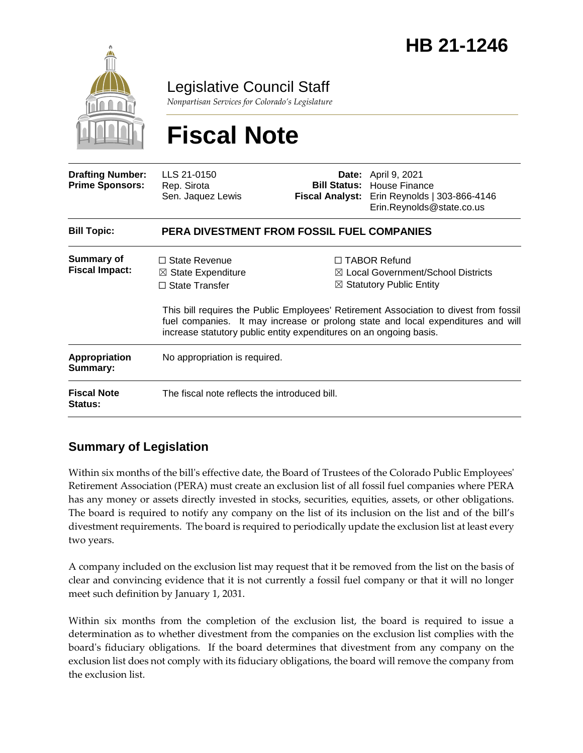# HB 21-1246

Legislative Council Staff

*Nonpartisan Services for Colorado's Legislature*

# Fiscal Note

| | | | |
|---|---|---|---|
| **Drafting Number:** | LLS 21-0150 | **Date:** | April 9, 2021 |
| **Prime Sponsors:** | Rep. Sirota<br>Sen. Jaquez Lewis | **Bill Status:** | House Finance |
| | | **Fiscal Analyst:** | Erin Reynolds \| 303-866-4146<br>Erin.Reynolds@state.co.us |

| | |
|---|---|
| **Bill Topic:** | **PERA DIVESTMENT FROM FOSSIL FUEL COMPANIES** |
| **Summary of Fiscal Impact:** | ☐ State Revenue<br>☒ State Expenditure<br>☐ State Transfer<br>☐ TABOR Refund<br>☒ Local Government/School Districts<br>☒ Statutory Public Entity<br><br>This bill requires the Public Employees' Retirement Association to divest from fossil fuel companies. It may increase or prolong state and local expenditures and will increase statutory public entity expenditures on an ongoing basis. |
| **Appropriation Summary:** | No appropriation is required. |
| **Fiscal Note Status:** | The fiscal note reflects the introduced bill. |

## Summary of Legislation

Within six months of the bill's effective date, the Board of Trustees of the Colorado Public Employees' Retirement Association (PERA) must create an exclusion list of all fossil fuel companies where PERA has any money or assets directly invested in stocks, securities, equities, assets, or other obligations. The board is required to notify any company on the list of its inclusion on the list and of the bill's divestment requirements. The board is required to periodically update the exclusion list at least every two years.

A company included on the exclusion list may request that it be removed from the list on the basis of clear and convincing evidence that it is not currently a fossil fuel company or that it will no longer meet such definition by January 1, 2031.

Within six months from the completion of the exclusion list, the board is required to issue a determination as to whether divestment from the companies on the exclusion list complies with the board's fiduciary obligations. If the board determines that divestment from any company on the exclusion list does not comply with its fiduciary obligations, the board will remove the company from the exclusion list.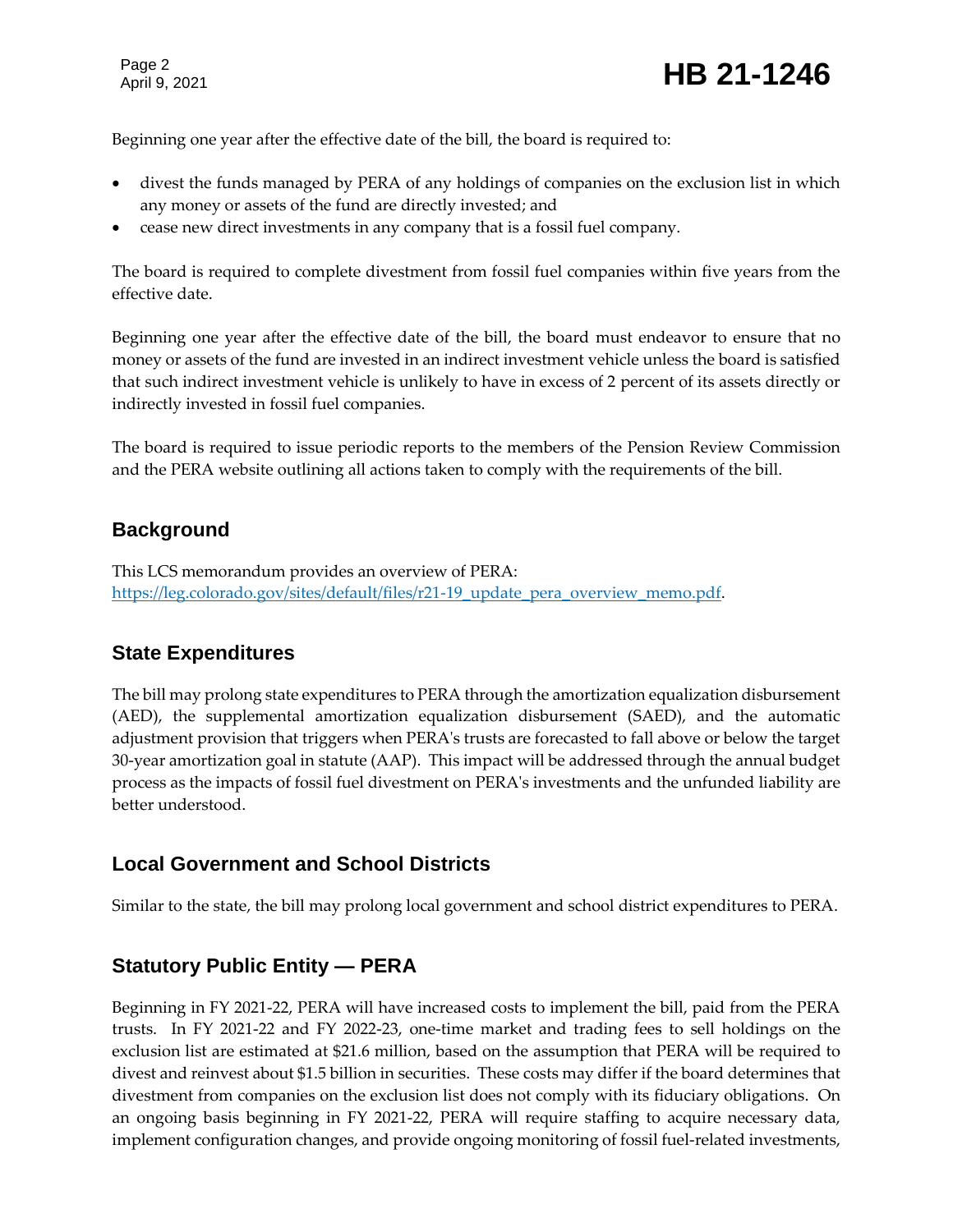Beginning one year after the effective date of the bill, the board is required to:

- divest the funds managed by PERA of any holdings of companies on the exclusion list in which any money or assets of the fund are directly invested; and
- cease new direct investments in any company that is a fossil fuel company.

The board is required to complete divestment from fossil fuel companies within five years from the effective date.

Beginning one year after the effective date of the bill, the board must endeavor to ensure that no money or assets of the fund are invested in an indirect investment vehicle unless the board is satisfied that such indirect investment vehicle is unlikely to have in excess of 2 percent of its assets directly or indirectly invested in fossil fuel companies.

The board is required to issue periodic reports to the members of the Pension Review Commission and the PERA website outlining all actions taken to comply with the requirements of the bill.

## Background

This LCS memorandum provides an overview of PERA:
[https://leg.colorado.gov/sites/default/files/r21-19_update_pera_overview_memo.pdf](https://leg.colorado.gov/sites/default/files/r21-19_update_pera_overview_memo.pdf).

## State Expenditures

The bill may prolong state expenditures to PERA through the amortization equalization disbursement (AED), the supplemental amortization equalization disbursement (SAED), and the automatic adjustment provision that triggers when PERA's trusts are forecasted to fall above or below the target 30-year amortization goal in statute (AAP). This impact will be addressed through the annual budget process as the impacts of fossil fuel divestment on PERA's investments and the unfunded liability are better understood.

## Local Government and School Districts

Similar to the state, the bill may prolong local government and school district expenditures to PERA.

## Statutory Public Entity — PERA

Beginning in FY 2021-22, PERA will have increased costs to implement the bill, paid from the PERA trusts. In FY 2021-22 and FY 2022-23, one-time market and trading fees to sell holdings on the exclusion list are estimated at $21.6 million, based on the assumption that PERA will be required to divest and reinvest about $1.5 billion in securities. These costs may differ if the board determines that divestment from companies on the exclusion list does not comply with its fiduciary obligations. On an ongoing basis beginning in FY 2021-22, PERA will require staffing to acquire necessary data, implement configuration changes, and provide ongoing monitoring of fossil fuel-related investments,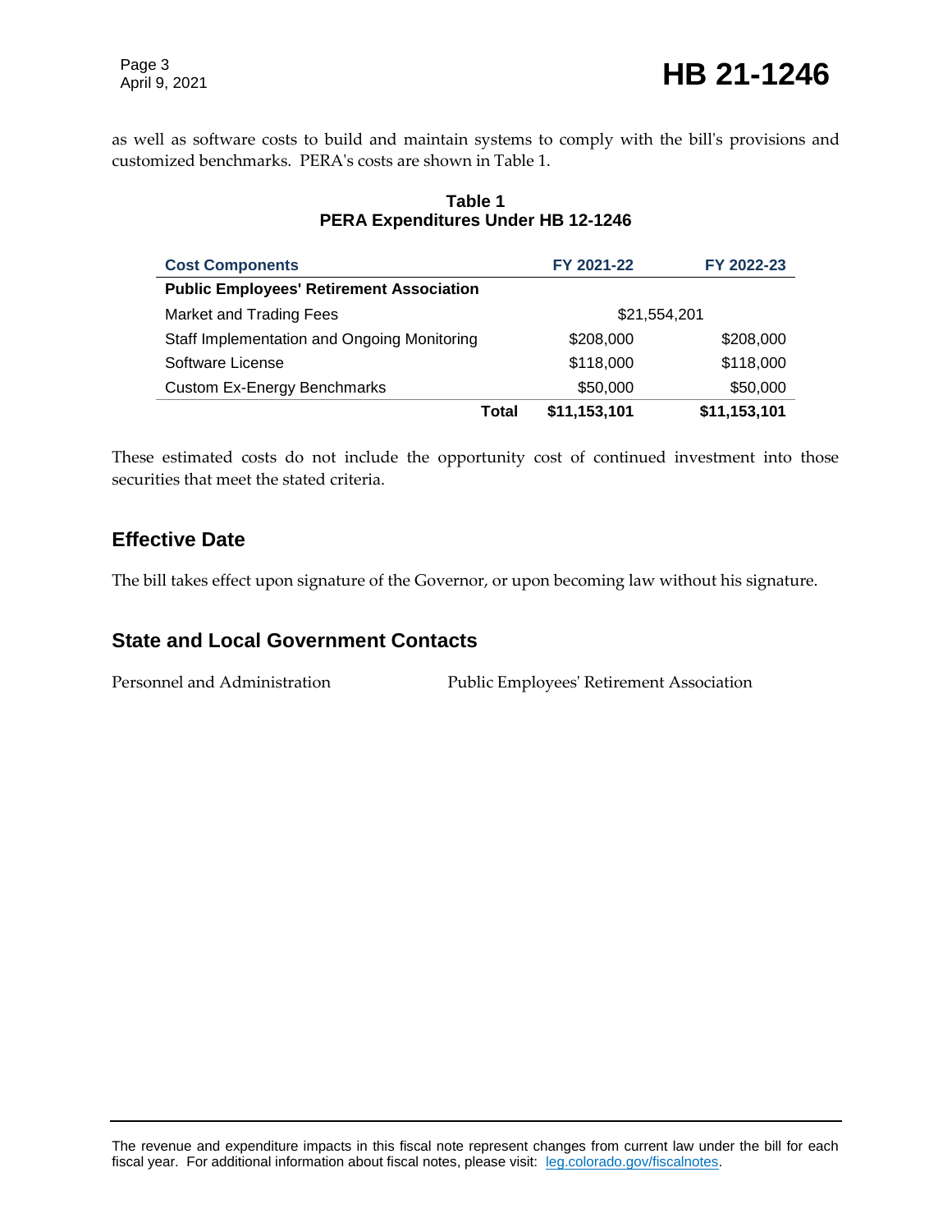as well as software costs to build and maintain systems to comply with the bill's provisions and customized benchmarks. PERA's costs are shown in Table 1.

**Table 1**
**PERA Expenditures Under HB 12-1246**

| Cost Components | FY 2021-22 | FY 2022-23 |
|---|---|---|
| **Public Employees' Retirement Association** | | |
| Market and Trading Fees | $21,554,201 | |
| Staff Implementation and Ongoing Monitoring | $208,000 | $208,000 |
| Software License | $118,000 | $118,000 |
| Custom Ex-Energy Benchmarks | $50,000 | $50,000 |
| **Total** | **$11,153,101** | **$11,153,101** |

These estimated costs do not include the opportunity cost of continued investment into those securities that meet the stated criteria.

## Effective Date

The bill takes effect upon signature of the Governor, or upon becoming law without his signature.

## State and Local Government Contacts

Personnel and Administration

Public Employees' Retirement Association

The revenue and expenditure impacts in this fiscal note represent changes from current law under the bill for each fiscal year. For additional information about fiscal notes, please visit: leg.colorado.gov/fiscalnotes.